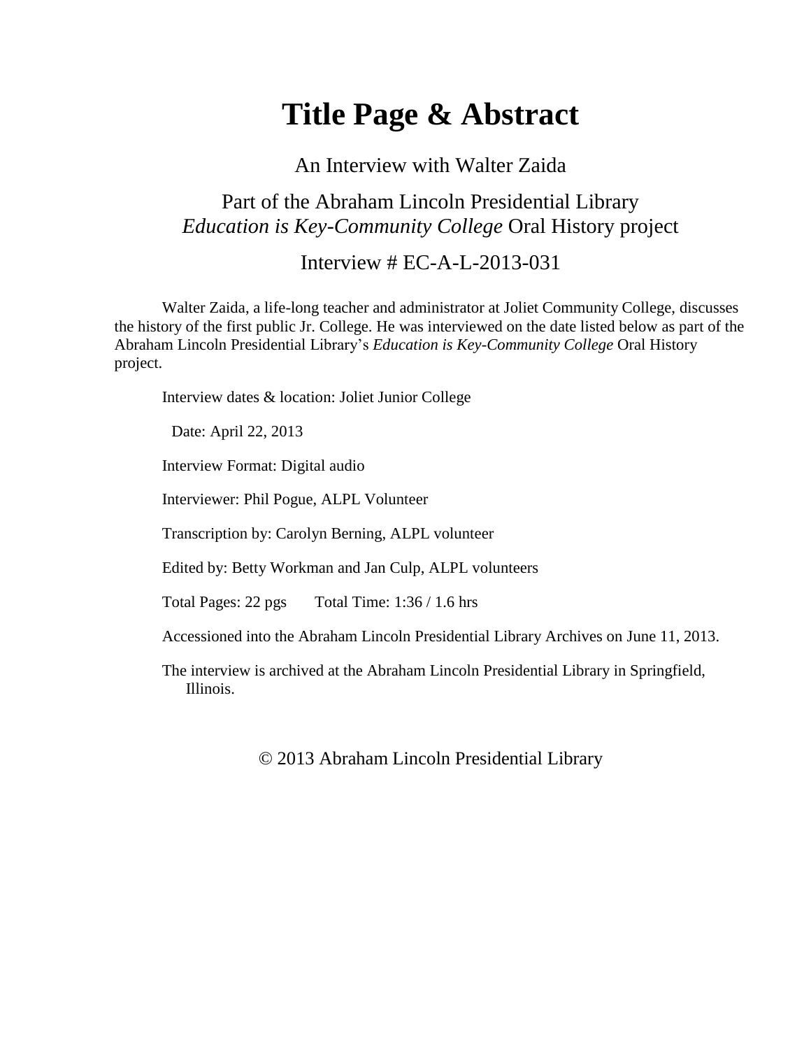# Title Page & Abstract

An Interview with Walter Zaida

Part of the Abraham Lincoln Presidential Library
*Education is Key-Community College* Oral History project

Interview # EC-A-L-2013-031

Walter Zaida, a life-long teacher and administrator at Joliet Community College, discusses the history of the first public Jr. College. He was interviewed on the date listed below as part of the Abraham Lincoln Presidential Library's *Education is Key-Community College* Oral History project.

Interview dates & location: Joliet Junior College

Date: April 22, 2013

Interview Format: Digital audio

Interviewer: Phil Pogue, ALPL Volunteer

Transcription by: Carolyn Berning, ALPL volunteer

Edited by: Betty Workman and Jan Culp, ALPL volunteers

Total Pages: 22 pgs Total Time: 1:36 / 1.6 hrs

Accessioned into the Abraham Lincoln Presidential Library Archives on June 11, 2013.

The interview is archived at the Abraham Lincoln Presidential Library in Springfield, Illinois.

© 2013 Abraham Lincoln Presidential Library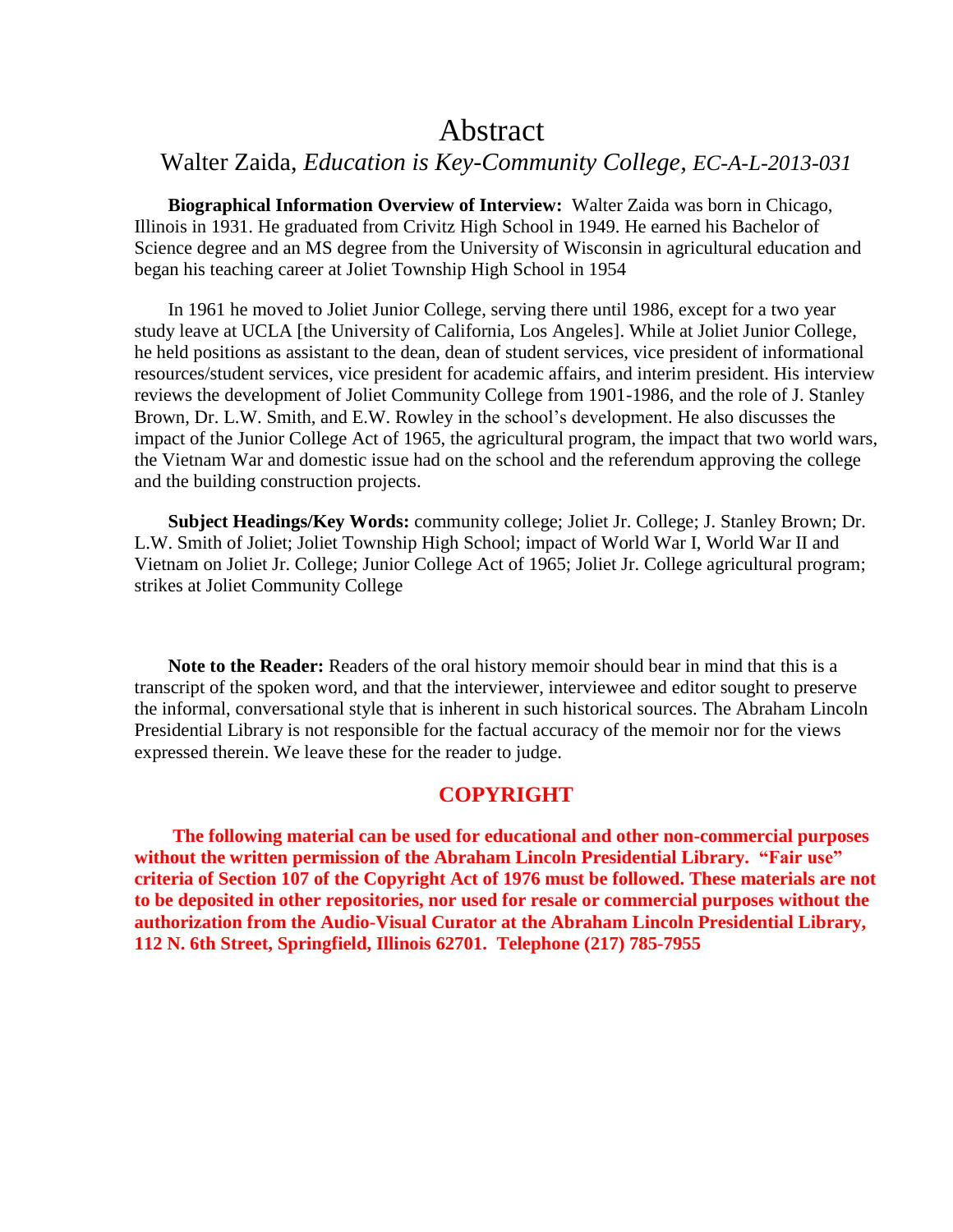# Abstract

## Walter Zaida, *Education is Key-Community College*, *EC-A-L-2013-031*

**Biographical Information Overview of Interview:** Walter Zaida was born in Chicago, Illinois in 1931. He graduated from Crivitz High School in 1949. He earned his Bachelor of Science degree and an MS degree from the University of Wisconsin in agricultural education and began his teaching career at Joliet Township High School in 1954

In 1961 he moved to Joliet Junior College, serving there until 1986, except for a two year study leave at UCLA [the University of California, Los Angeles]. While at Joliet Junior College, he held positions as assistant to the dean, dean of student services, vice president of informational resources/student services, vice president for academic affairs, and interim president. His interview reviews the development of Joliet Community College from 1901-1986, and the role of J. Stanley Brown, Dr. L.W. Smith, and E.W. Rowley in the school's development. He also discusses the impact of the Junior College Act of 1965, the agricultural program, the impact that two world wars, the Vietnam War and domestic issue had on the school and the referendum approving the college and the building construction projects.

**Subject Headings/Key Words:** community college; Joliet Jr. College; J. Stanley Brown; Dr. L.W. Smith of Joliet; Joliet Township High School; impact of World War I, World War II and Vietnam on Joliet Jr. College; Junior College Act of 1965; Joliet Jr. College agricultural program; strikes at Joliet Community College

**Note to the Reader:** Readers of the oral history memoir should bear in mind that this is a transcript of the spoken word, and that the interviewer, interviewee and editor sought to preserve the informal, conversational style that is inherent in such historical sources. The Abraham Lincoln Presidential Library is not responsible for the factual accuracy of the memoir nor for the views expressed therein. We leave these for the reader to judge.

## COPYRIGHT

**The following material can be used for educational and other non-commercial purposes without the written permission of the Abraham Lincoln Presidential Library. "Fair use" criteria of Section 107 of the Copyright Act of 1976 must be followed. These materials are not to be deposited in other repositories, nor used for resale or commercial purposes without the authorization from the Audio-Visual Curator at the Abraham Lincoln Presidential Library, 112 N. 6th Street, Springfield, Illinois 62701. Telephone (217) 785-7955**